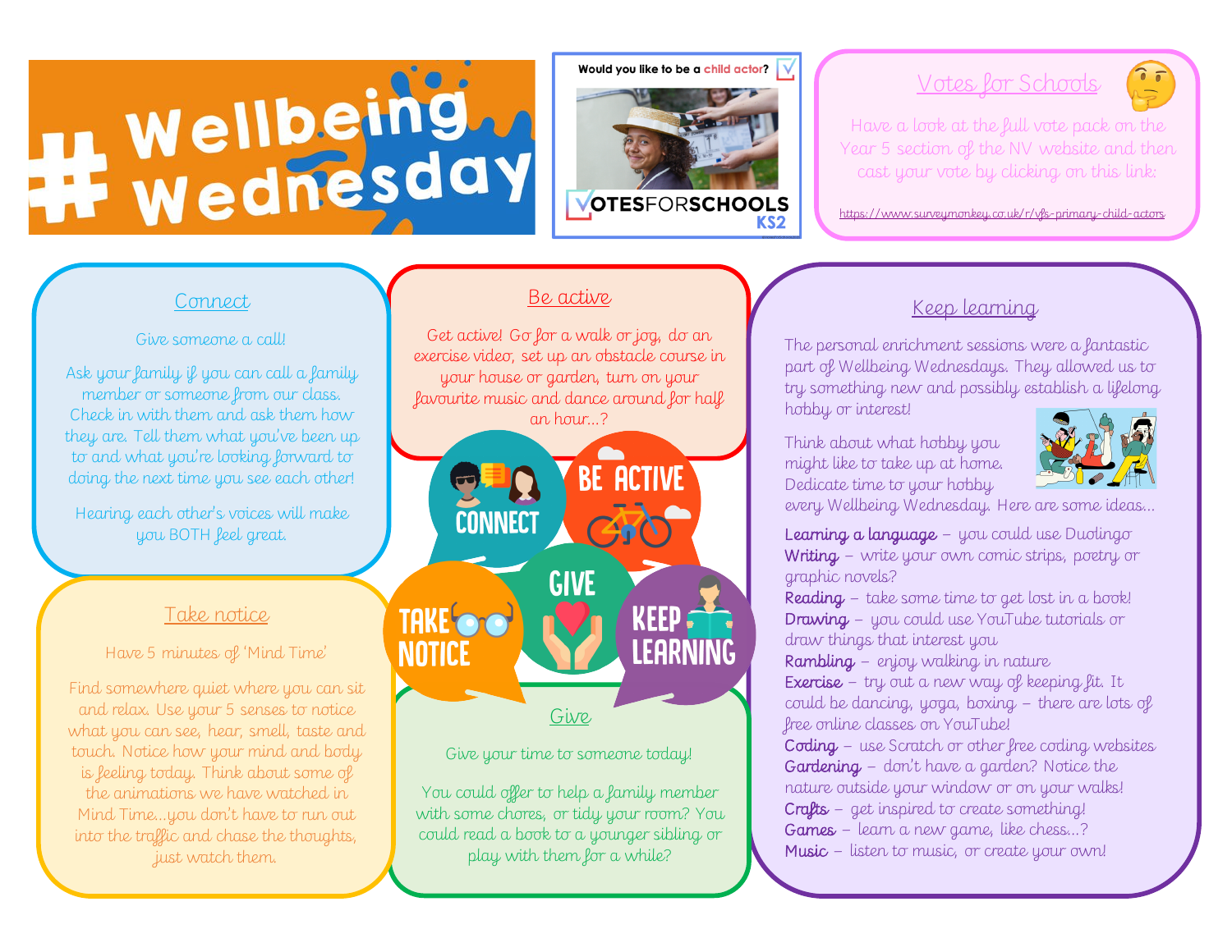# #Wellbeing Wednesday

Would you like to be a child actor?

VOTESFORSCHOOLS KS2

## Votes for Schools

Have a look at the full vote pack on the Year 5 section of the NV website and then cast your vote by clicking on this link:

https://www.surveymonkey.co.uk/r/vfs-primary-child-actors

## Connect

Give someone a call!

Ask your family if you can call a family member or someone from our class. Check in with them and ask them how they are. Tell them what you've been up to and what you're looking forward to doing the next time you see each other!

Hearing each other's voices will make you BOTH feel great.

## Be active

Get active! Go for a walk or jog, do an exercise video, set up an obstacle course in your house or garden, turn on your favourite music and dance around for half an hour...?

## Keep learning

The personal enrichment sessions were a fantastic part of Wellbeing Wednesdays. They allowed us to try something new and possibly establish a lifelong hobby or interest!

Think about what hobby you might like to take up at home. Dedicate time to your hobby every Wellbeing Wednesday. Here are some ideas...

- **Learning a language** – you could use Duolingo
- **Writing** – write your own comic strips, poetry or graphic novels?
- **Reading** – take some time to get lost in a book!
- **Drawing** – you could use YouTube tutorials or draw things that interest you
- **Rambling** – enjoy walking in nature
- **Exercise** – try out a new way of keeping fit. It could be dancing, yoga, boxing – there are lots of free online classes on YouTube!
- **Coding** – use Scratch or other free coding websites
- **Gardening** – don't have a garden? Notice the nature outside your window or on your walks!
- **Crafts** – get inspired to create something!
- **Games** – learn a new game, like chess...?
- **Music** – listen to music, or create your own!

CONNECT · BE ACTIVE · GIVE · TAKE NOTICE · KEEP LEARNING

## Take notice

Have 5 minutes of 'Mind Time'

Find somewhere quiet where you can sit and relax. Use your 5 senses to notice what you can see, hear, smell, taste and touch. Notice how your mind and body is feeling today. Think about some of the animations we have watched in Mind Time...you don't have to run out into the traffic and chase the thoughts, just watch them.

## Give

Give your time to someone today!

You could offer to help a family member with some chores, or tidy your room? You could read a book to a younger sibling or play with them for a while?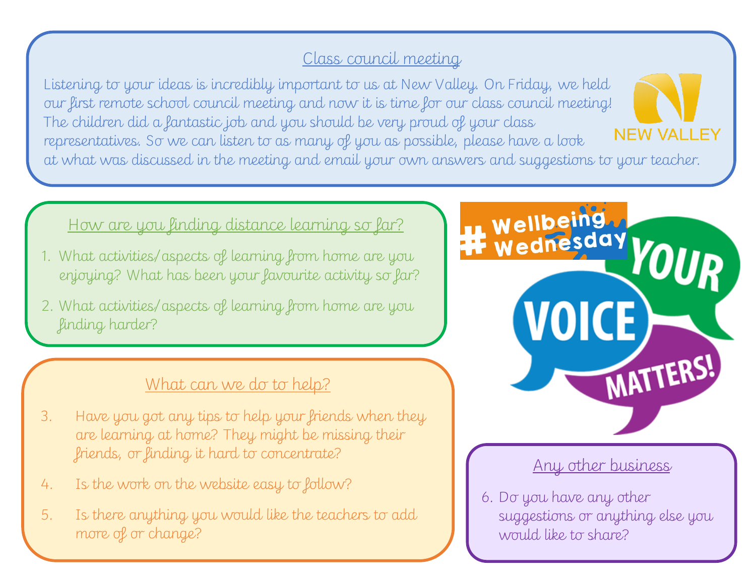## Class council meeting

Listening to your ideas is incredibly important to us at New Valley. On Friday, we held our first remote school council meeting and now it is time for our class council meeting! The children did a fantastic job and you should be very proud of your class representatives. So we can listen to as many of you as possible, please have a look at what was discussed in the meeting and email your own answers and suggestions to your teacher.

NEW VALLEY

## How are you finding distance learning so far?

1. What activities/aspects of learning from home are you enjoying? What has been your favourite activity so far?
2. What activities/aspects of learning from home are you finding harder?

#Wellbeing Wednesday

YOUR VOICE MATTERS!

## What can we do to help?

3. Have you got any tips to help your friends when they are learning at home? They might be missing their friends, or finding it hard to concentrate?
4. Is the work on the website easy to follow?
5. Is there anything you would like the teachers to add more of or change?

## Any other business

6. Do you have any other suggestions or anything else you would like to share?